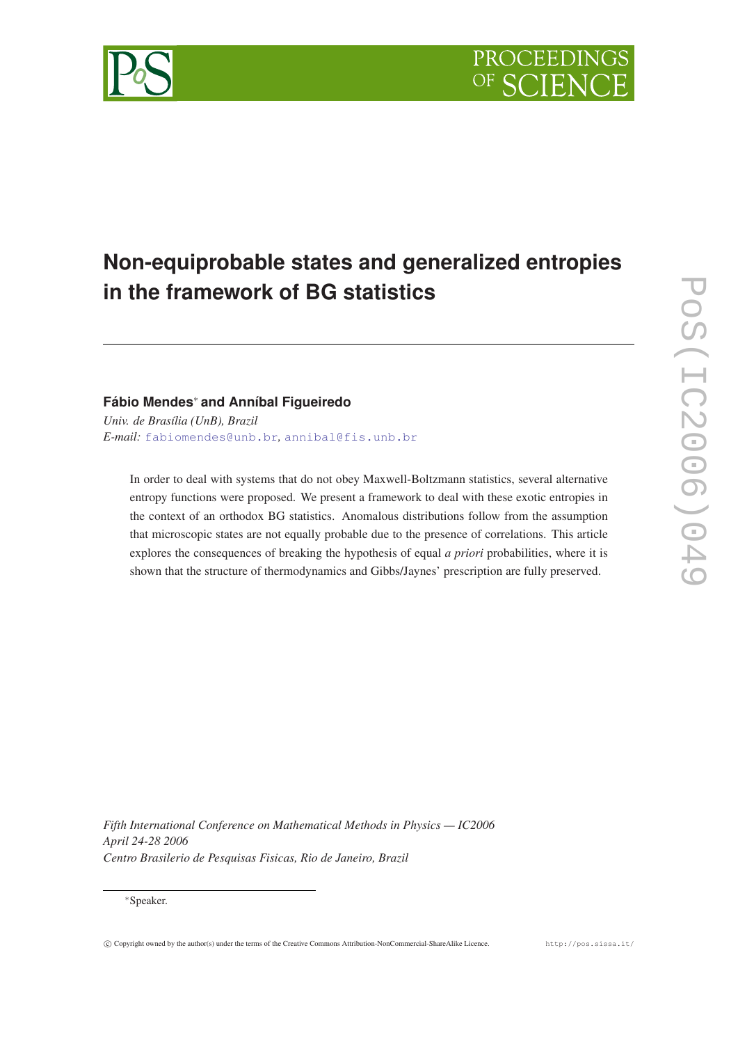# Non-equiprobable states and generalized entropies in the framework of BG statistics

**Fábio Mendes*** **and Anníbal Figueiredo**

*Univ. de Brasília (UnB), Brazil*
*E-mail:* fabiomendes@unb.br, annibal@fis.unb.br

In order to deal with systems that do not obey Maxwell-Boltzmann statistics, several alternative entropy functions were proposed. We present a framework to deal with these exotic entropies in the context of an orthodox BG statistics. Anomalous distributions follow from the assumption that microscopic states are not equally probable due to the presence of correlations. This article explores the consequences of breaking the hypothesis of equal *a priori* probabilities, where it is shown that the structure of thermodynamics and Gibbs/Jaynes' prescription are fully preserved.

*Fifth International Conference on Mathematical Methods in Physics — IC2006*
*April 24-28 2006*
*Centro Brasilerio de Pesquisas Fisicas, Rio de Janeiro, Brazil*

*Speaker.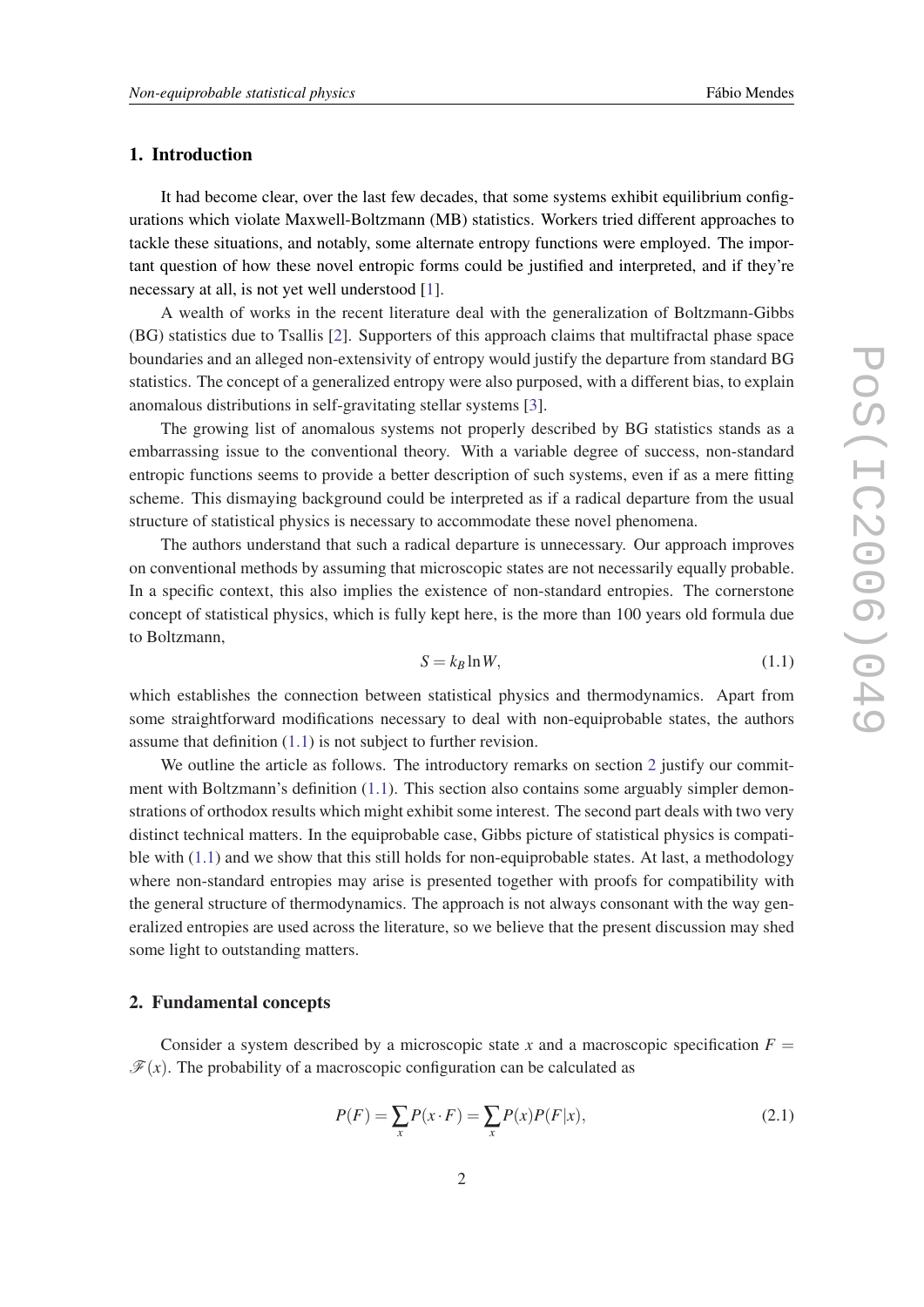## 1. Introduction

It had become clear, over the last few decades, that some systems exhibit equilibrium configurations which violate Maxwell-Boltzmann (MB) statistics. Workers tried different approaches to tackle these situations, and notably, some alternate entropy functions were employed. The important question of how these novel entropic forms could be justified and interpreted, and if they're necessary at all, is not yet well understood [1].

A wealth of works in the recent literature deal with the generalization of Boltzmann-Gibbs (BG) statistics due to Tsallis [2]. Supporters of this approach claims that multifractal phase space boundaries and an alleged non-extensivity of entropy would justify the departure from standard BG statistics. The concept of a generalized entropy were also purposed, with a different bias, to explain anomalous distributions in self-gravitating stellar systems [3].

The growing list of anomalous systems not properly described by BG statistics stands as a embarrassing issue to the conventional theory. With a variable degree of success, non-standard entropic functions seems to provide a better description of such systems, even if as a mere fitting scheme. This dismaying background could be interpreted as if a radical departure from the usual structure of statistical physics is necessary to accommodate these novel phenomena.

The authors understand that such a radical departure is unnecessary. Our approach improves on conventional methods by assuming that microscopic states are not necessarily equally probable. In a specific context, this also implies the existence of non-standard entropies. The cornerstone concept of statistical physics, which is fully kept here, is the more than 100 years old formula due to Boltzmann,

$$S = k_B \ln W, \tag{1.1}$$

which establishes the connection between statistical physics and thermodynamics. Apart from some straightforward modifications necessary to deal with non-equiprobable states, the authors assume that definition (1.1) is not subject to further revision.

We outline the article as follows. The introductory remarks on section 2 justify our commitment with Boltzmann's definition (1.1). This section also contains some arguably simpler demonstrations of orthodox results which might exhibit some interest. The second part deals with two very distinct technical matters. In the equiprobable case, Gibbs picture of statistical physics is compatible with (1.1) and we show that this still holds for non-equiprobable states. At last, a methodology where non-standard entropies may arise is presented together with proofs for compatibility with the general structure of thermodynamics. The approach is not always consonant with the way generalized entropies are used across the literature, so we believe that the present discussion may shed some light to outstanding matters.

## 2. Fundamental concepts

Consider a system described by a microscopic state $x$ and a macroscopic specification $F = \mathscr{F}(x)$. The probability of a macroscopic configuration can be calculated as

$$P(F) = \sum_x P(x \cdot F) = \sum_x P(x) P(F|x), \tag{2.1}$$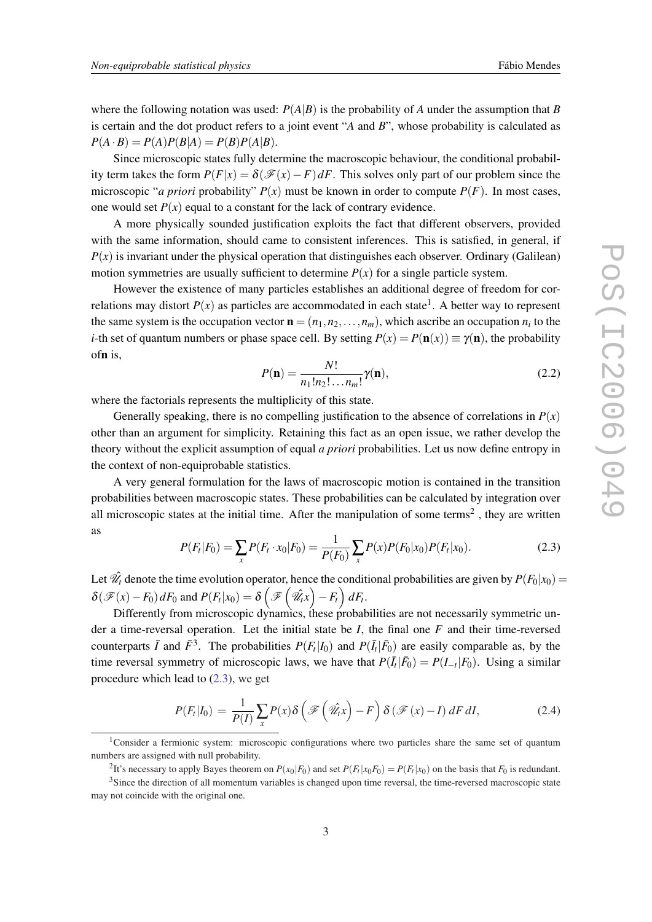where the following notation was used: $P(A|B)$ is the probability of $A$ under the assumption that $B$ is certain and the dot product refers to a joint event "$A$ and $B$", whose probability is calculated as $P(A \cdot B) = P(A)P(B|A) = P(B)P(A|B)$.

Since microscopic states fully determine the macroscopic behaviour, the conditional probability term takes the form $P(F|x) = \delta(\mathscr{F}(x) - F)\,dF$. This solves only part of our problem since the microscopic "*a priori* probability" $P(x)$ must be known in order to compute $P(F)$. In most cases, one would set $P(x)$ equal to a constant for the lack of contrary evidence.

A more physically sounded justification exploits the fact that different observers, provided with the same information, should came to consistent inferences. This is satisfied, in general, if $P(x)$ is invariant under the physical operation that distinguishes each observer. Ordinary (Galilean) motion symmetries are usually sufficient to determine $P(x)$ for a single particle system.

However the existence of many particles establishes an additional degree of freedom for correlations may distort $P(x)$ as particles are accommodated in each state[1]. A better way to represent the same system is the occupation vector $\mathbf{n} = (n_1, n_2, \ldots, n_m)$, which ascribe an occupation $n_i$ to the $i$-th set of quantum numbers or phase space cell. By setting $P(x) = P(\mathbf{n}(x)) \equiv \gamma(\mathbf{n})$, the probability of$\mathbf{n}$ is,

$$P(\mathbf{n}) = \frac{N!}{n_1!n_2!\ldots n_m!}\gamma(\mathbf{n}), \tag{2.2}$$

where the factorials represents the multiplicity of this state.

Generally speaking, there is no compelling justification to the absence of correlations in $P(x)$ other than an argument for simplicity. Retaining this fact as an open issue, we rather develop the theory without the explicit assumption of equal *a priori* probabilities. Let us now define entropy in the context of non-equiprobable statistics.

A very general formulation for the laws of macroscopic motion is contained in the transition probabilities between macroscopic states. These probabilities can be calculated by integration over all microscopic states at the initial time. After the manipulation of some terms[2] , they are written as

$$P(F_t|F_0) = \sum_x P(F_t \cdot x_0|F_0) = \frac{1}{P(F_0)} \sum_x P(x)P(F_0|x_0)P(F_t|x_0). \tag{2.3}$$

Let $\hat{\mathscr{U}_t}$ denote the time evolution operator, hence the conditional probabilities are given by $P(F_0|x_0) = \delta(\mathscr{F}(x) - F_0)\,dF_0$ and $P(F_t|x_0) = \delta\left(\mathscr{F}\left(\hat{\mathscr{U}_t}x\right) - F_t\right)dF_t$.

Differently from microscopic dynamics, these probabilities are not necessarily symmetric under a time-reversal operation. Let the initial state be $I$, the final one $F$ and their time-reversed counterparts $\bar{I}$ and $\bar{F}$[3]. The probabilities $P(F_t|I_0)$ and $P(\bar{I}_t|\bar{F}_0)$ are easily comparable as, by the time reversal symmetry of microscopic laws, we have that $P(\bar{I}_t|\bar{F}_0) = P(I_{-t}|F_0)$. Using a similar procedure which lead to (2.3), we get

$$P(F_t|I_0) \;=\; \frac{1}{P(I)} \sum_x P(x)\delta\left(\mathscr{F}\left(\hat{\mathscr{U}_t}x\right) - F\right)\delta\left(\mathscr{F}(x) - I\right)dF\,dI, \tag{2.4}$$

---

[1] Consider a fermionic system: microscopic configurations where two particles share the same set of quantum numbers are assigned with null probability.

[2] It's necessary to apply Bayes theorem on $P(x_0|F_0)$ and set $P(F_t|x_0F_0) = P(F_t|x_0)$ on the basis that $F_0$ is redundant.

[3] Since the direction of all momentum variables is changed upon time reversal, the time-reversed macroscopic state may not coincide with the original one.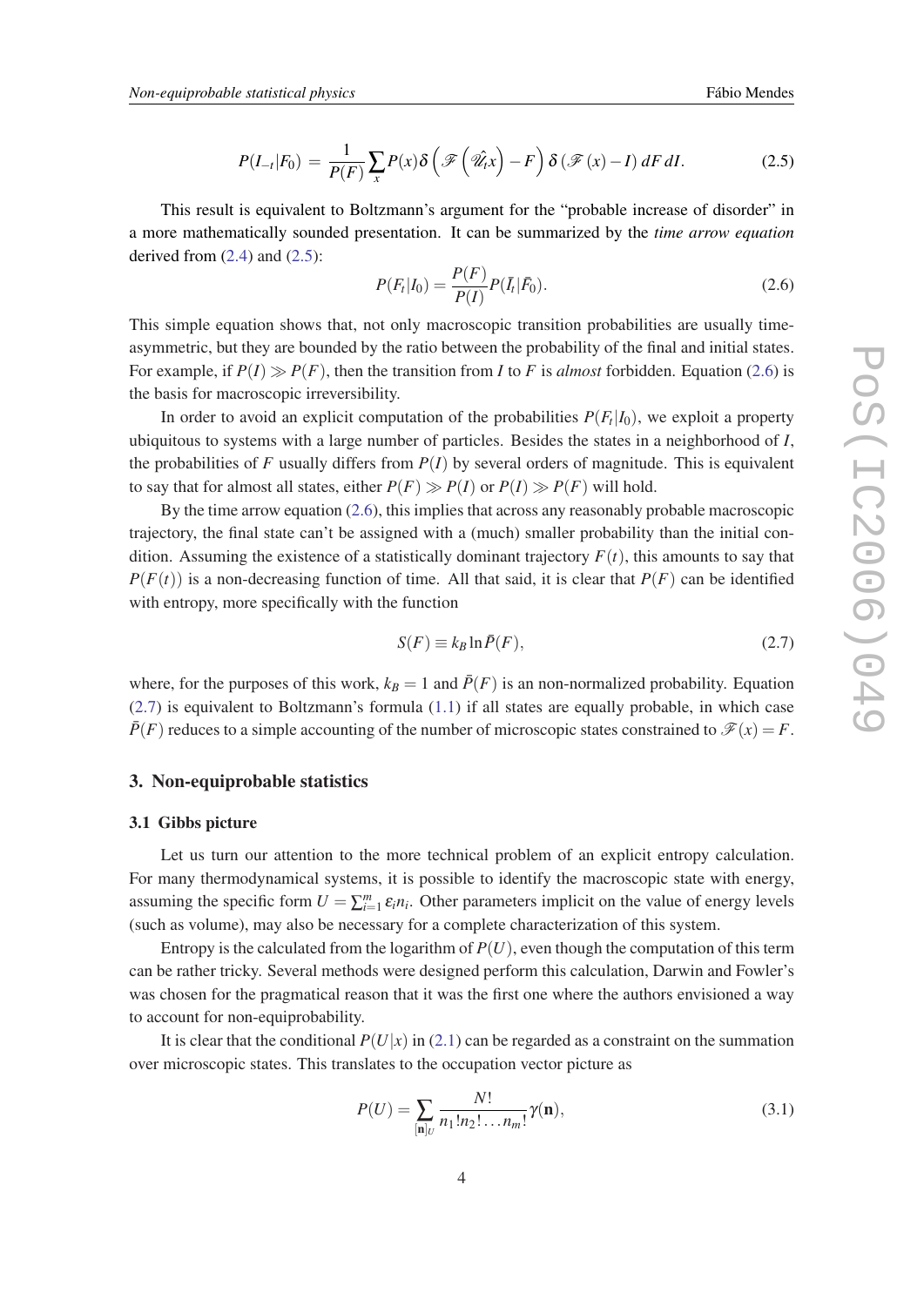$$P(I_{-t}|F_0) = \frac{1}{P(F)} \sum_x P(x) \delta\left(\mathscr{F}\left(\hat{\mathscr{U}}_t x\right) - F\right) \delta\left(\mathscr{F}(x) - I\right) dF\, dI. \tag{2.5}$$

This result is equivalent to Boltzmann's argument for the "probable increase of disorder" in a more mathematically sounded presentation. It can be summarized by the *time arrow equation* derived from (2.4) and (2.5):

$$P(F_t|I_0) = \frac{P(F)}{P(I)} P(\bar{I}_t|\bar{F}_0). \tag{2.6}$$

This simple equation shows that, not only macroscopic transition probabilities are usually time-asymmetric, but they are bounded by the ratio between the probability of the final and initial states. For example, if $P(I) \gg P(F)$, then the transition from $I$ to $F$ is *almost* forbidden. Equation (2.6) is the basis for macroscopic irreversibility.

In order to avoid an explicit computation of the probabilities $P(F_t|I_0)$, we exploit a property ubiquitous to systems with a large number of particles. Besides the states in a neighborhood of $I$, the probabilities of $F$ usually differs from $P(I)$ by several orders of magnitude. This is equivalent to say that for almost all states, either $P(F) \gg P(I)$ or $P(I) \gg P(F)$ will hold.

By the time arrow equation (2.6), this implies that across any reasonably probable macroscopic trajectory, the final state can't be assigned with a (much) smaller probability than the initial condition. Assuming the existence of a statistically dominant trajectory $F(t)$, this amounts to say that $P(F(t))$ is a non-decreasing function of time. All that said, it is clear that $P(F)$ can be identified with entropy, more specifically with the function

$$S(F) \equiv k_B \ln \bar{P}(F), \tag{2.7}$$

where, for the purposes of this work, $k_B = 1$ and $\bar{P}(F)$ is an non-normalized probability. Equation (2.7) is equivalent to Boltzmann's formula (1.1) if all states are equally probable, in which case $\bar{P}(F)$ reduces to a simple accounting of the number of microscopic states constrained to $\mathscr{F}(x) = F$.

## 3. Non-equiprobable statistics

### 3.1 Gibbs picture

Let us turn our attention to the more technical problem of an explicit entropy calculation. For many thermodynamical systems, it is possible to identify the macroscopic state with energy, assuming the specific form $U = \sum_{i=1}^{m} \varepsilon_i n_i$. Other parameters implicit on the value of energy levels (such as volume), may also be necessary for a complete characterization of this system.

Entropy is the calculated from the logarithm of $P(U)$, even though the computation of this term can be rather tricky. Several methods were designed perform this calculation, Darwin and Fowler's was chosen for the pragmatical reason that it was the first one where the authors envisioned a way to account for non-equiprobability.

It is clear that the conditional $P(U|x)$ in (2.1) can be regarded as a constraint on the summation over microscopic states. This translates to the occupation vector picture as

$$P(U) = \sum_{[\mathbf{n}]_U} \frac{N!}{n_1! n_2! \ldots n_m!} \gamma(\mathbf{n}), \tag{3.1}$$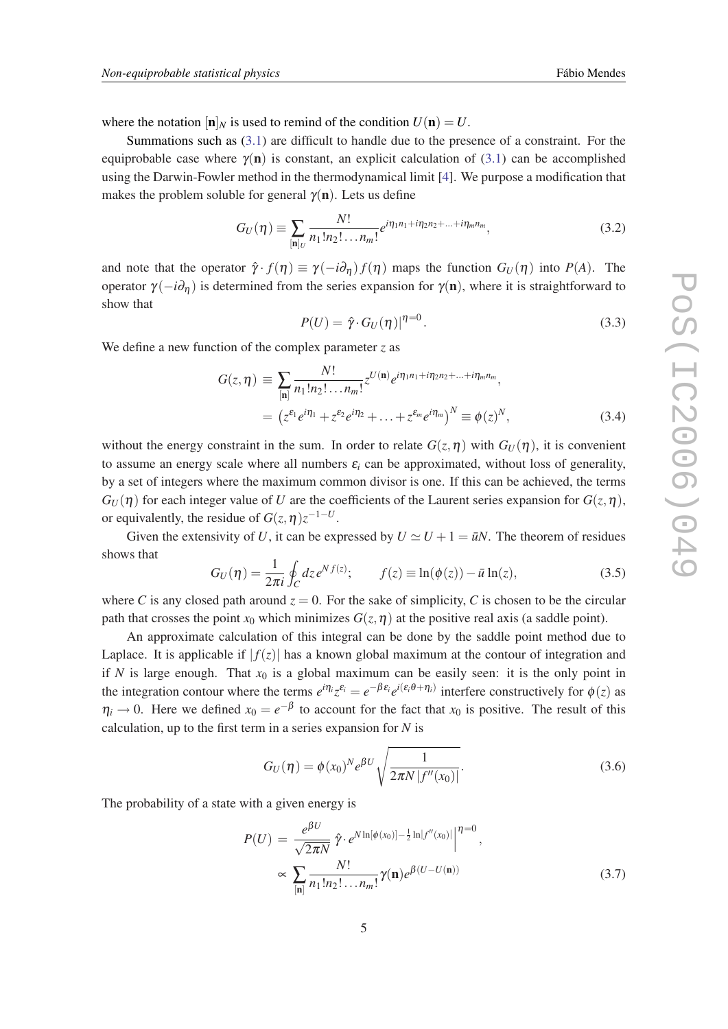where the notation $[\mathbf{n}]_N$ is used to remind of the condition $U(\mathbf{n}) = U$.

Summations such as (3.1) are difficult to handle due to the presence of a constraint. For the equiprobable case where $\gamma(\mathbf{n})$ is constant, an explicit calculation of (3.1) can be accomplished using the Darwin-Fowler method in the thermodynamical limit [4]. We purpose a modification that makes the problem soluble for general $\gamma(\mathbf{n})$. Lets us define

$$G_U(\eta) \equiv \sum_{[\mathbf{n}]_U} \frac{N!}{n_1!n_2!\ldots n_m!} e^{i\eta_1 n_1 + i\eta_2 n_2 + \ldots + i\eta_m n_m}, \tag{3.2}$$

and note that the operator $\hat{\gamma} \cdot f(\eta) \equiv \gamma(-i\partial_\eta) f(\eta)$ maps the function $G_U(\eta)$ into $P(A)$. The operator $\gamma(-i\partial_\eta)$ is determined from the series expansion for $\gamma(\mathbf{n})$, where it is straightforward to show that

$$P(U) = \hat{\gamma} \cdot G_U(\eta)|^{\eta=0}. \tag{3.3}$$

We define a new function of the complex parameter $z$ as

$$\begin{aligned} G(z,\eta) &\equiv \sum_{[\mathbf{n}]} \frac{N!}{n_1!n_2!\ldots n_m!} z^{U(\mathbf{n})} e^{i\eta_1 n_1 + i\eta_2 n_2 + \ldots + i\eta_m n_m}, \\ &= \left(z^{\varepsilon_1} e^{i\eta_1} + z^{\varepsilon_2} e^{i\eta_2} + \ldots + z^{\varepsilon_m} e^{i\eta_m}\right)^N \equiv \phi(z)^N, \end{aligned} \tag{3.4}$$

without the energy constraint in the sum. In order to relate $G(z,\eta)$ with $G_U(\eta)$, it is convenient to assume an energy scale where all numbers $\varepsilon_i$ can be approximated, without loss of generality, by a set of integers where the maximum common divisor is one. If this can be achieved, the terms $G_U(\eta)$ for each integer value of $U$ are the coefficients of the Laurent series expansion for $G(z,\eta)$, or equivalently, the residue of $G(z,\eta)z^{-1-U}$.

Given the extensivity of $U$, it can be expressed by $U \simeq U + 1 = \bar{u}N$. The theorem of residues shows that

$$G_U(\eta) = \frac{1}{2\pi i} \oint_C dz\, e^{N f(z)}; \qquad f(z) \equiv \ln(\phi(z)) - \bar{u}\ln(z), \tag{3.5}$$

where $C$ is any closed path around $z = 0$. For the sake of simplicity, $C$ is chosen to be the circular path that crosses the point $x_0$ which minimizes $G(z,\eta)$ at the positive real axis (a saddle point).

An approximate calculation of this integral can be done by the saddle point method due to Laplace. It is applicable if $|f(z)|$ has a known global maximum at the contour of integration and if $N$ is large enough. That $x_0$ is a global maximum can be easily seen: it is the only point in the integration contour where the terms $e^{i\eta_i} z^{\varepsilon_i} = e^{-\beta\varepsilon_i} e^{i(\varepsilon_i\theta + \eta_i)}$ interfere constructively for $\phi(z)$ as $\eta_i \to 0$. Here we defined $x_0 = e^{-\beta}$ to account for the fact that $x_0$ is positive. The result of this calculation, up to the first term in a series expansion for $N$ is

$$G_U(\eta) = \phi(x_0)^N e^{\beta U} \sqrt{\frac{1}{2\pi N |f''(x_0)|}}. \tag{3.6}$$

The probability of a state with a given energy is

$$\begin{aligned} P(U) &= \frac{e^{\beta U}}{\sqrt{2\pi N}}\, \hat{\gamma} \cdot e^{N \ln[\phi(x_0)] - \frac{1}{2}\ln|f''(x_0)|}\Big|^{\eta=0}, \\ &\propto \sum_{[\mathbf{n}]} \frac{N!}{n_1!n_2!\ldots n_m!} \gamma(\mathbf{n}) e^{\beta(U - U(\mathbf{n}))} \end{aligned} \tag{3.7}$$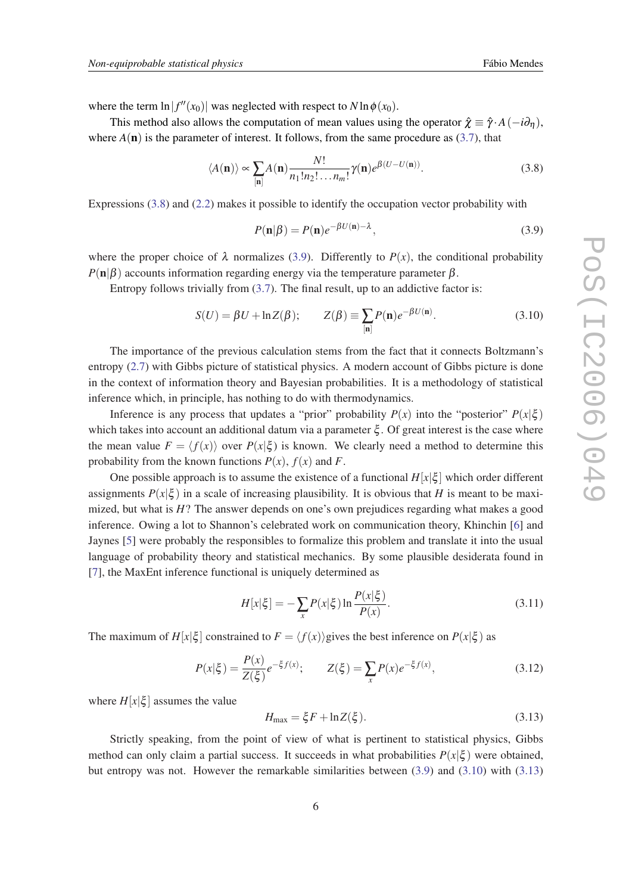where the term $\ln|f''(x_0)|$ was neglected with respect to $N\ln\phi(x_0)$.

This method also allows the computation of mean values using the operator $\hat{\chi} \equiv \hat{\gamma}\cdot A(-i\partial_\eta)$, where $A(\mathbf{n})$ is the parameter of interest. It follows, from the same procedure as (3.7), that

$$\langle A(\mathbf{n})\rangle \propto \sum_{[\mathbf{n}]} A(\mathbf{n}) \frac{N!}{n_1!n_2!\dots n_m!}\gamma(\mathbf{n})e^{\beta(U-U(\mathbf{n}))}. \tag{3.8}$$

Expressions (3.8) and (2.2) makes it possible to identify the occupation vector probability with

$$P(\mathbf{n}|\beta) = P(\mathbf{n})e^{-\beta U(\mathbf{n})-\lambda}, \tag{3.9}$$

where the proper choice of $\lambda$ normalizes (3.9). Differently to $P(x)$, the conditional probability $P(\mathbf{n}|\beta)$ accounts information regarding energy via the temperature parameter $\beta$.

Entropy follows trivially from (3.7). The final result, up to an addictive factor is:

$$S(U) = \beta U + \ln Z(\beta); \qquad Z(\beta) \equiv \sum_{[\mathbf{n}]} P(\mathbf{n})e^{-\beta U(\mathbf{n})}. \tag{3.10}$$

The importance of the previous calculation stems from the fact that it connects Boltzmann's entropy (2.7) with Gibbs picture of statistical physics. A modern account of Gibbs picture is done in the context of information theory and Bayesian probabilities. It is a methodology of statistical inference which, in principle, has nothing to do with thermodynamics.

Inference is any process that updates a "prior" probability $P(x)$ into the "posterior" $P(x|\xi)$ which takes into account an additional datum via a parameter $\xi$. Of great interest is the case where the mean value $F = \langle f(x)\rangle$ over $P(x|\xi)$ is known. We clearly need a method to determine this probability from the known functions $P(x)$, $f(x)$ and $F$.

One possible approach is to assume the existence of a functional $H[x|\xi]$ which order different assignments $P(x|\xi)$ in a scale of increasing plausibility. It is obvious that $H$ is meant to be maximized, but what is $H$? The answer depends on one's own prejudices regarding what makes a good inference. Owing a lot to Shannon's celebrated work on communication theory, Khinchin [6] and Jaynes [5] were probably the responsibles to formalize this problem and translate it into the usual language of probability theory and statistical mechanics. By some plausible desiderata found in [7], the MaxEnt inference functional is uniquely determined as

$$H[x|\xi] = -\sum_x P(x|\xi)\ln\frac{P(x|\xi)}{P(x)}. \tag{3.11}$$

The maximum of $H[x|\xi]$ constrained to $F = \langle f(x)\rangle$gives the best inference on $P(x|\xi)$ as

$$P(x|\xi) = \frac{P(x)}{Z(\xi)}e^{-\xi f(x)}; \qquad Z(\xi) = \sum_x P(x)e^{-\xi f(x)}, \tag{3.12}$$

where $H[x|\xi]$ assumes the value

$$H_{\max} = \xi F + \ln Z(\xi). \tag{3.13}$$

Strictly speaking, from the point of view of what is pertinent to statistical physics, Gibbs method can only claim a partial success. It succeeds in what probabilities $P(x|\xi)$ were obtained, but entropy was not. However the remarkable similarities between (3.9) and (3.10) with (3.13)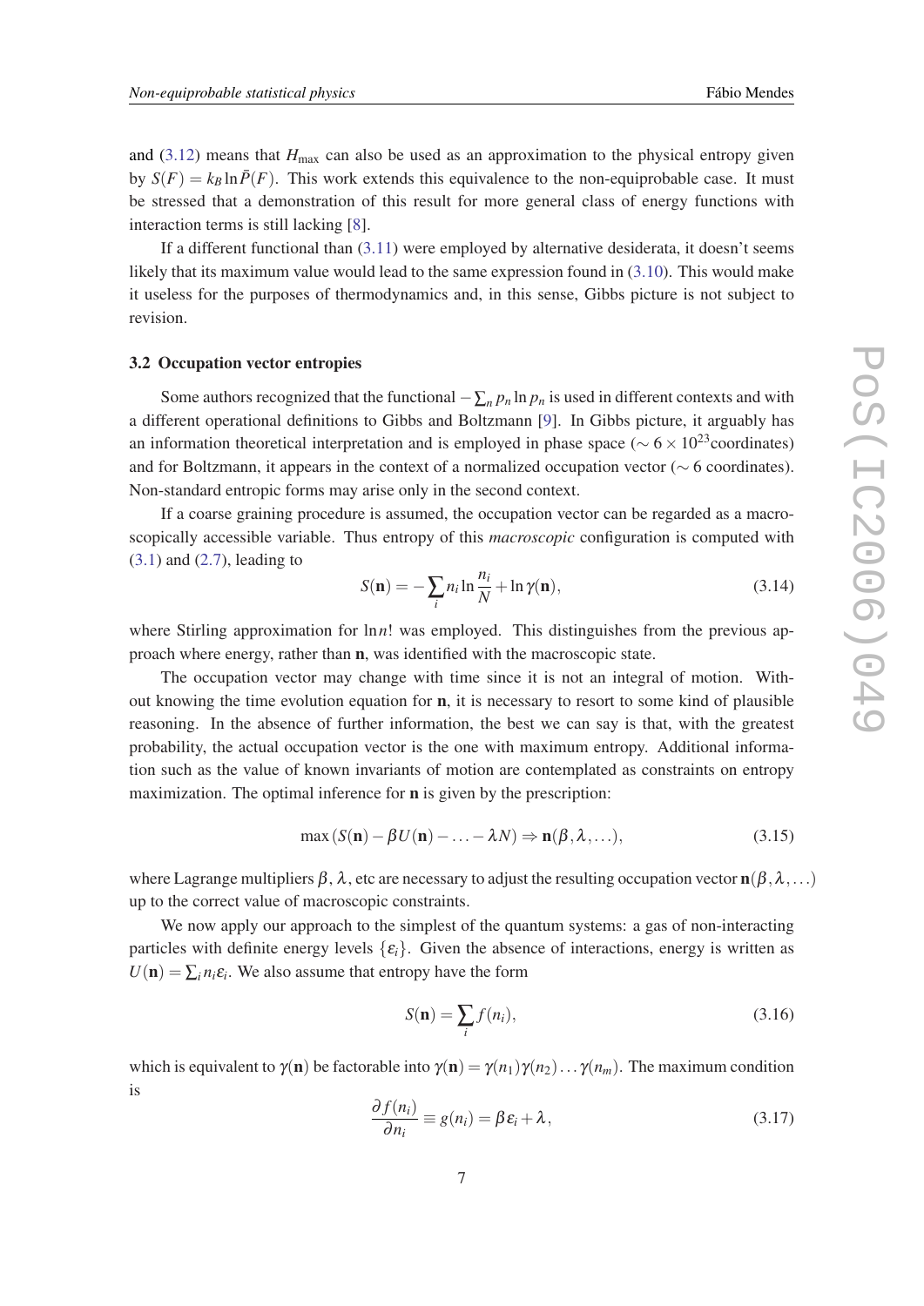and (3.12) means that $H_{\max}$ can also be used as an approximation to the physical entropy given by $S(F) = k_B \ln \bar{P}(F)$. This work extends this equivalence to the non-equiprobable case. It must be stressed that a demonstration of this result for more general class of energy functions with interaction terms is still lacking [8].

If a different functional than (3.11) were employed by alternative desiderata, it doesn't seems likely that its maximum value would lead to the same expression found in (3.10). This would make it useless for the purposes of thermodynamics and, in this sense, Gibbs picture is not subject to revision.

### 3.2 Occupation vector entropies

Some authors recognized that the functional $-\sum_n p_n \ln p_n$ is used in different contexts and with a different operational definitions to Gibbs and Boltzmann [9]. In Gibbs picture, it arguably has an information theoretical interpretation and is employed in phase space ($\sim 6 \times 10^{23}$coordinates) and for Boltzmann, it appears in the context of a normalized occupation vector ($\sim 6$ coordinates). Non-standard entropic forms may arise only in the second context.

If a coarse graining procedure is assumed, the occupation vector can be regarded as a macroscopically accessible variable. Thus entropy of this *macroscopic* configuration is computed with (3.1) and (2.7), leading to

$$S(\mathbf{n}) = -\sum_i n_i \ln \frac{n_i}{N} + \ln \gamma(\mathbf{n}), \tag{3.14}$$

where Stirling approximation for $\ln n!$ was employed. This distinguishes from the previous approach where energy, rather than $\mathbf{n}$, was identified with the macroscopic state.

The occupation vector may change with time since it is not an integral of motion. Without knowing the time evolution equation for $\mathbf{n}$, it is necessary to resort to some kind of plausible reasoning. In the absence of further information, the best we can say is that, with the greatest probability, the actual occupation vector is the one with maximum entropy. Additional information such as the value of known invariants of motion are contemplated as constraints on entropy maximization. The optimal inference for $\mathbf{n}$ is given by the prescription:

$$\max\left(S(\mathbf{n}) - \beta U(\mathbf{n}) - \ldots - \lambda N\right) \Rightarrow \mathbf{n}(\beta, \lambda, \ldots), \tag{3.15}$$

where Lagrange multipliers $\beta$, $\lambda$, etc are necessary to adjust the resulting occupation vector $\mathbf{n}(\beta, \lambda, \ldots)$ up to the correct value of macroscopic constraints.

We now apply our approach to the simplest of the quantum systems: a gas of non-interacting particles with definite energy levels $\{\varepsilon_i\}$. Given the absence of interactions, energy is written as $U(\mathbf{n}) = \sum_i n_i \varepsilon_i$. We also assume that entropy have the form

$$S(\mathbf{n}) = \sum_i f(n_i), \tag{3.16}$$

which is equivalent to $\gamma(\mathbf{n})$ be factorable into $\gamma(\mathbf{n}) = \gamma(n_1)\gamma(n_2)\ldots\gamma(n_m)$. The maximum condition is

$$\frac{\partial f(n_i)}{\partial n_i} \equiv g(n_i) = \beta \varepsilon_i + \lambda, \tag{3.17}$$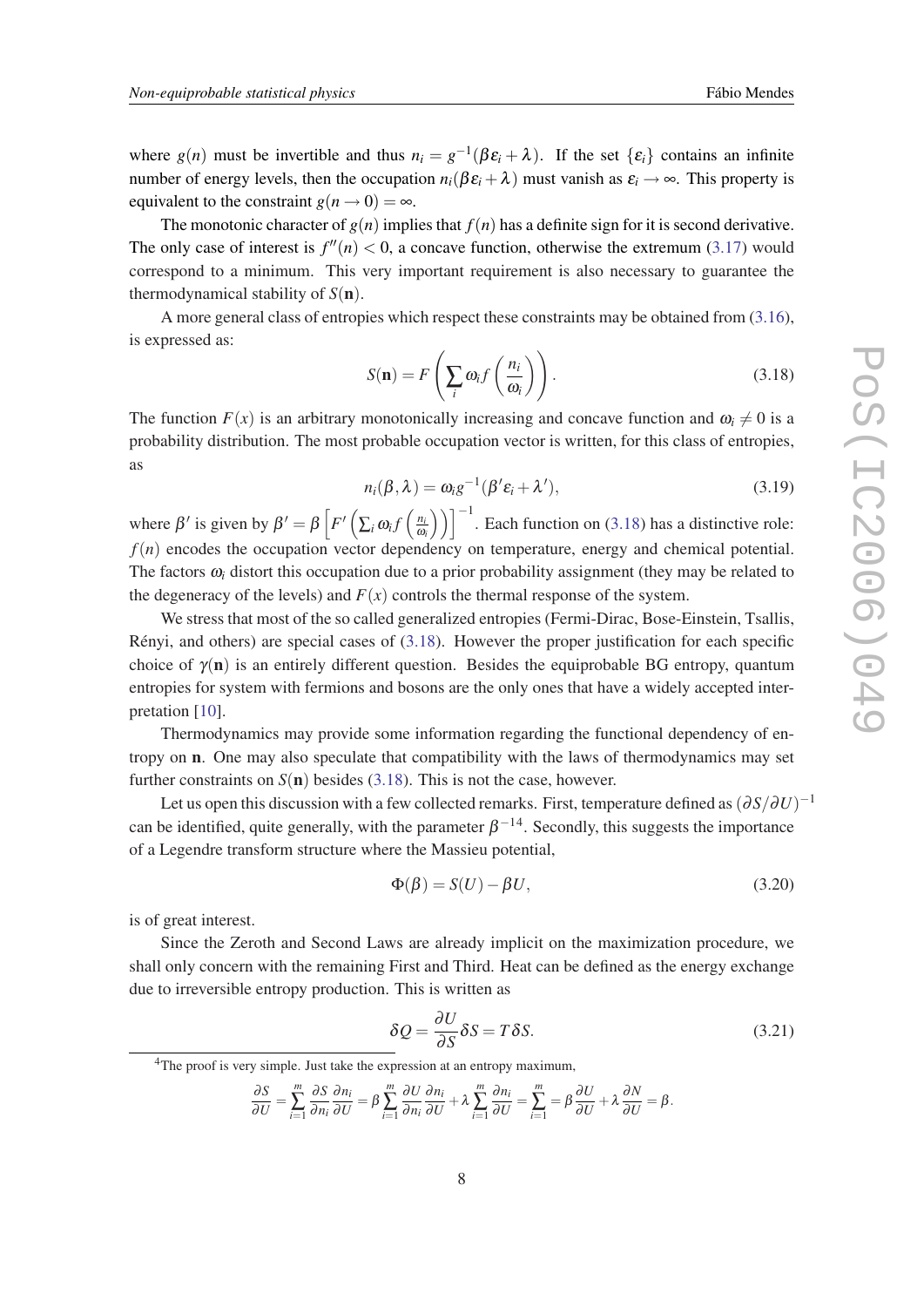where $g(n)$ must be invertible and thus $n_i = g^{-1}(\beta\varepsilon_i + \lambda)$. If the set $\{\varepsilon_i\}$ contains an infinite number of energy levels, then the occupation $n_i(\beta\varepsilon_i + \lambda)$ must vanish as $\varepsilon_i \to \infty$. This property is equivalent to the constraint $g(n \to 0) = \infty$.

The monotonic character of $g(n)$ implies that $f(n)$ has a definite sign for it is second derivative. The only case of interest is $f''(n) < 0$, a concave function, otherwise the extremum (3.17) would correspond to a minimum. This very important requirement is also necessary to guarantee the thermodynamical stability of $S(\mathbf{n})$.

A more general class of entropies which respect these constraints may be obtained from (3.16), is expressed as:

$$S(\mathbf{n}) = F\left(\sum_i \omega_i f\left(\frac{n_i}{\omega_i}\right)\right). \tag{3.18}$$

The function $F(x)$ is an arbitrary monotonically increasing and concave function and $\omega_i \neq 0$ is a probability distribution. The most probable occupation vector is written, for this class of entropies, as

$$n_i(\beta, \lambda) = \omega_i g^{-1}(\beta'\varepsilon_i + \lambda'), \tag{3.19}$$

where $\beta'$ is given by $\beta' = \beta\left[F'\left(\sum_i \omega_i f\left(\frac{n_i}{\omega_i}\right)\right)\right]^{-1}$. Each function on (3.18) has a distinctive role: $f(n)$ encodes the occupation vector dependency on temperature, energy and chemical potential. The factors $\omega_i$ distort this occupation due to a prior probability assignment (they may be related to the degeneracy of the levels) and $F(x)$ controls the thermal response of the system.

We stress that most of the so called generalized entropies (Fermi-Dirac, Bose-Einstein, Tsallis, Rényi, and others) are special cases of (3.18). However the proper justification for each specific choice of $\gamma(\mathbf{n})$ is an entirely different question. Besides the equiprobable BG entropy, quantum entropies for system with fermions and bosons are the only ones that have a widely accepted interpretation [10].

Thermodynamics may provide some information regarding the functional dependency of entropy on $\mathbf{n}$. One may also speculate that compatibility with the laws of thermodynamics may set further constraints on $S(\mathbf{n})$ besides (3.18). This is not the case, however.

Let us open this discussion with a few collected remarks. First, temperature defined as $(\partial S/\partial U)^{-1}$ can be identified, quite generally, with the parameter $\beta^{-1}$[4]. Secondly, this suggests the importance of a Legendre transform structure where the Massieu potential,

$$\Phi(\beta) = S(U) - \beta U, \tag{3.20}$$

is of great interest.

Since the Zeroth and Second Laws are already implicit on the maximization procedure, we shall only concern with the remaining First and Third. Heat can be defined as the energy exchange due to irreversible entropy production. This is written as

$$\delta Q = \frac{\partial U}{\partial S}\delta S = T\delta S. \tag{3.21}$$

[4]The proof is very simple. Just take the expression at an entropy maximum,

$$\frac{\partial S}{\partial U} = \sum_{i=1}^{m} \frac{\partial S}{\partial n_i}\frac{\partial n_i}{\partial U} = \beta\sum_{i=1}^{m} \frac{\partial U}{\partial n_i}\frac{\partial n_i}{\partial U} + \lambda\sum_{i=1}^{m} \frac{\partial n_i}{\partial U} = \sum_{i=1}^{m} = \beta\frac{\partial U}{\partial U} + \lambda\frac{\partial N}{\partial U} = \beta.$$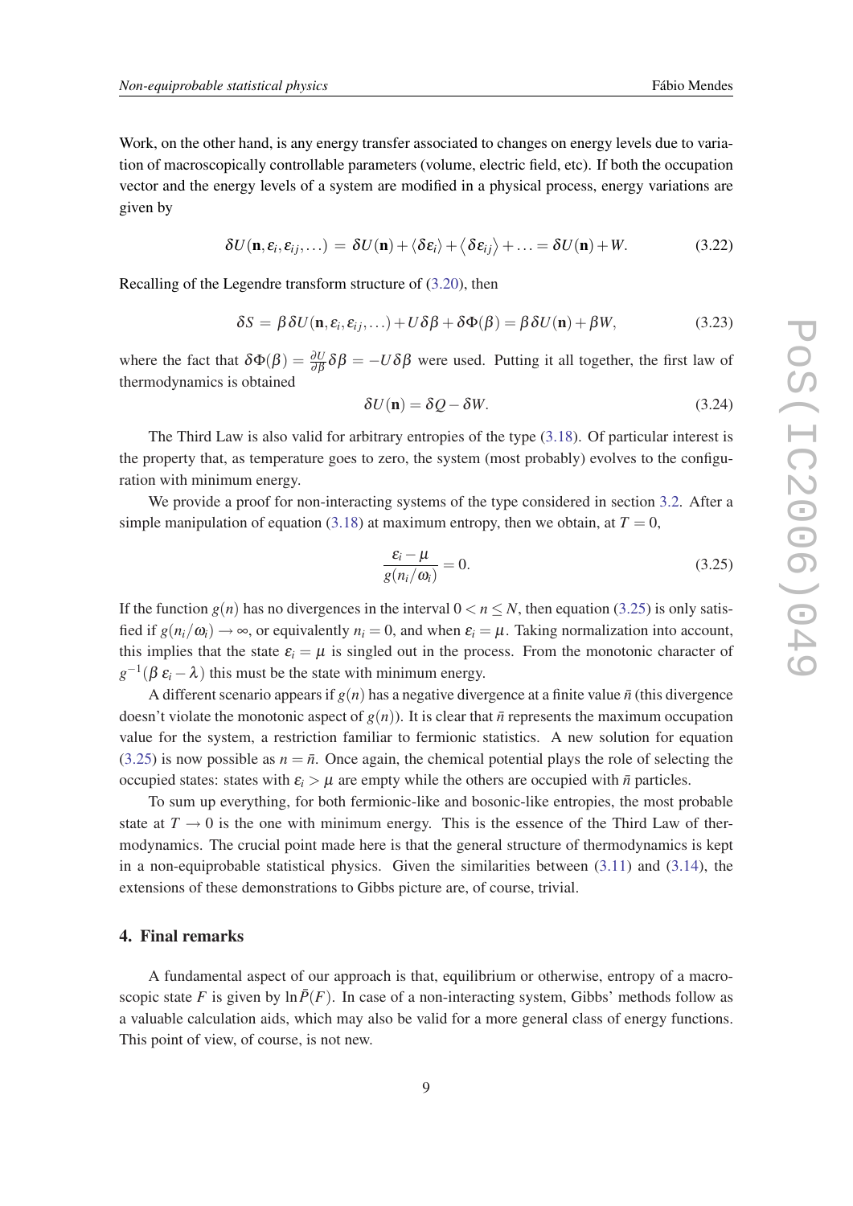Work, on the other hand, is any energy transfer associated to changes on energy levels due to variation of macroscopically controllable parameters (volume, electric field, etc). If both the occupation vector and the energy levels of a system are modified in a physical process, energy variations are given by

$$\delta U(\mathbf{n}, \varepsilon_i, \varepsilon_{ij}, \ldots) = \delta U(\mathbf{n}) + \langle \delta \varepsilon_i \rangle + \langle \delta \varepsilon_{ij} \rangle + \ldots = \delta U(\mathbf{n}) + W. \tag{3.22}$$

Recalling of the Legendre transform structure of (3.20), then

$$\delta S = \beta \delta U(\mathbf{n}, \varepsilon_i, \varepsilon_{ij}, \ldots) + U \delta \beta + \delta \Phi(\beta) = \beta \delta U(\mathbf{n}) + \beta W, \tag{3.23}$$

where the fact that $\delta \Phi(\beta) = \frac{\partial U}{\partial \beta} \delta \beta = -U \delta \beta$ were used. Putting it all together, the first law of thermodynamics is obtained

$$\delta U(\mathbf{n}) = \delta Q - \delta W. \tag{3.24}$$

The Third Law is also valid for arbitrary entropies of the type (3.18). Of particular interest is the property that, as temperature goes to zero, the system (most probably) evolves to the configuration with minimum energy.

We provide a proof for non-interacting systems of the type considered in section 3.2. After a simple manipulation of equation (3.18) at maximum entropy, then we obtain, at $T = 0$,

$$\frac{\varepsilon_i - \mu}{g(n_i/\omega_i)} = 0. \tag{3.25}$$

If the function $g(n)$ has no divergences in the interval $0 < n \leq N$, then equation (3.25) is only satisfied if $g(n_i/\omega_i) \to \infty$, or equivalently $n_i = 0$, and when $\varepsilon_i = \mu$. Taking normalization into account, this implies that the state $\varepsilon_i = \mu$ is singled out in the process. From the monotonic character of $g^{-1}(\beta\, \varepsilon_i - \lambda)$ this must be the state with minimum energy.

A different scenario appears if $g(n)$ has a negative divergence at a finite value $\bar{n}$ (this divergence doesn't violate the monotonic aspect of $g(n)$). It is clear that $\bar{n}$ represents the maximum occupation value for the system, a restriction familiar to fermionic statistics. A new solution for equation (3.25) is now possible as $n = \bar{n}$. Once again, the chemical potential plays the role of selecting the occupied states: states with $\varepsilon_i > \mu$ are empty while the others are occupied with $\bar{n}$ particles.

To sum up everything, for both fermionic-like and bosonic-like entropies, the most probable state at $T \to 0$ is the one with minimum energy. This is the essence of the Third Law of thermodynamics. The crucial point made here is that the general structure of thermodynamics is kept in a non-equiprobable statistical physics. Given the similarities between (3.11) and (3.14), the extensions of these demonstrations to Gibbs picture are, of course, trivial.

## 4. Final remarks

A fundamental aspect of our approach is that, equilibrium or otherwise, entropy of a macroscopic state $F$ is given by $\ln \bar{P}(F)$. In case of a non-interacting system, Gibbs' methods follow as a valuable calculation aids, which may also be valid for a more general class of energy functions. This point of view, of course, is not new.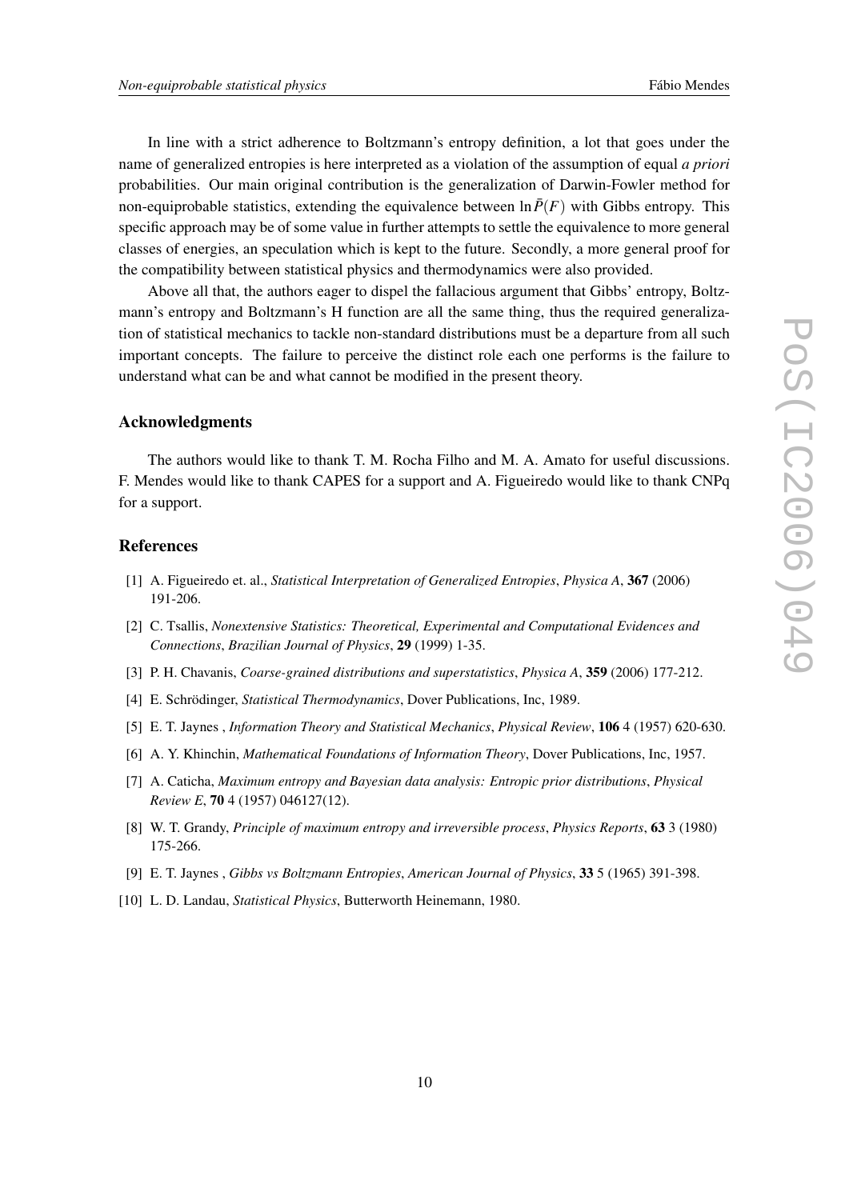In line with a strict adherence to Boltzmann's entropy definition, a lot that goes under the name of generalized entropies is here interpreted as a violation of the assumption of equal *a priori* probabilities. Our main original contribution is the generalization of Darwin-Fowler method for non-equiprobable statistics, extending the equivalence between $\ln \bar{P}(F)$ with Gibbs entropy. This specific approach may be of some value in further attempts to settle the equivalence to more general classes of energies, an speculation which is kept to the future. Secondly, a more general proof for the compatibility between statistical physics and thermodynamics were also provided.

Above all that, the authors eager to dispel the fallacious argument that Gibbs' entropy, Boltzmann's entropy and Boltzmann's H function are all the same thing, thus the required generalization of statistical mechanics to tackle non-standard distributions must be a departure from all such important concepts. The failure to perceive the distinct role each one performs is the failure to understand what can be and what cannot be modified in the present theory.

### Acknowledgments

The authors would like to thank T. M. Rocha Filho and M. A. Amato for useful discussions. F. Mendes would like to thank CAPES for a support and A. Figueiredo would like to thank CNPq for a support.

### References

[1] A. Figueiredo et. al., *Statistical Interpretation of Generalized Entropies*, *Physica A*, **367** (2006) 191-206.

[2] C. Tsallis, *Nonextensive Statistics: Theoretical, Experimental and Computational Evidences and Connections*, *Brazilian Journal of Physics*, **29** (1999) 1-35.

[3] P. H. Chavanis, *Coarse-grained distributions and superstatistics*, *Physica A*, **359** (2006) 177-212.

[4] E. Schrödinger, *Statistical Thermodynamics*, Dover Publications, Inc, 1989.

[5] E. T. Jaynes , *Information Theory and Statistical Mechanics*, *Physical Review*, **106** 4 (1957) 620-630.

[6] A. Y. Khinchin, *Mathematical Foundations of Information Theory*, Dover Publications, Inc, 1957.

[7] A. Caticha, *Maximum entropy and Bayesian data analysis: Entropic prior distributions*, *Physical Review E*, **70** 4 (1957) 046127(12).

[8] W. T. Grandy, *Principle of maximum entropy and irreversible process*, *Physics Reports*, **63** 3 (1980) 175-266.

[9] E. T. Jaynes , *Gibbs vs Boltzmann Entropies*, *American Journal of Physics*, **33** 5 (1965) 391-398.

[10] L. D. Landau, *Statistical Physics*, Butterworth Heinemann, 1980.